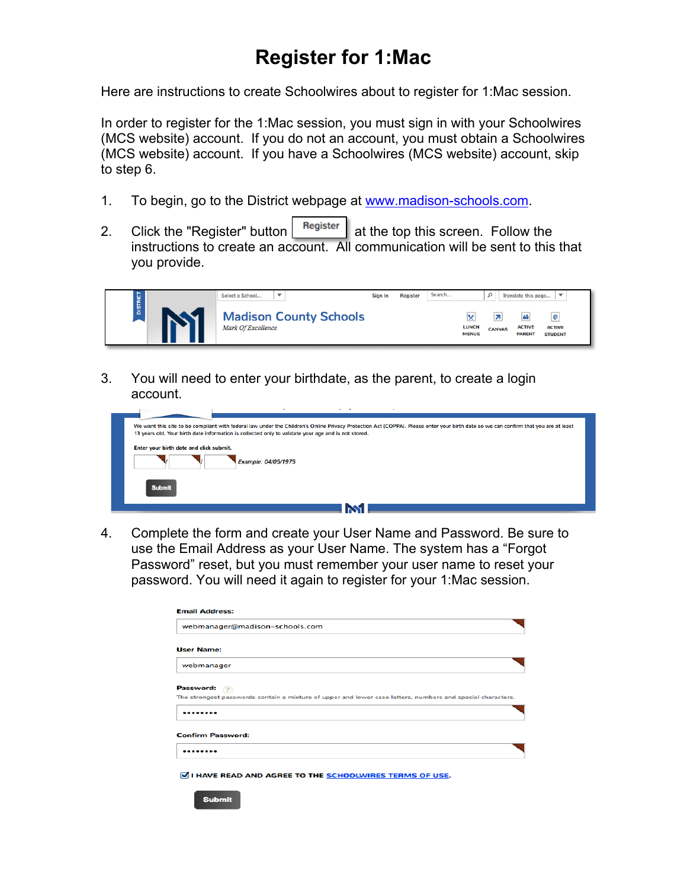# Register for 1:Mac

Here are instructions to create Schoolwires about to register for 1:Mac session.

In order to register for the 1:Mac session, you must sign in with your Schoolwires (MCS website) account. If you do not an account, you must obtain a Schoolwires (MCS website) account. If you have a Schoolwires (MCS website) account, skip to step 6.

1. To begin, go to the District webpage at [www.madison-schools.com](http://www.madison-schools.com).

2. Click the "Register" button Register at the top this screen. Follow the instructions to create an account. All communication will be sent to this that you provide.

3. You will need to enter your birthdate, as the parent, to create a login account.

4. Complete the form and create your User Name and Password. Be sure to use the Email Address as your User Name. The system has a "Forgot Password" reset, but you must remember your user name to reset your password. You will need it again to register for your 1:Mac session.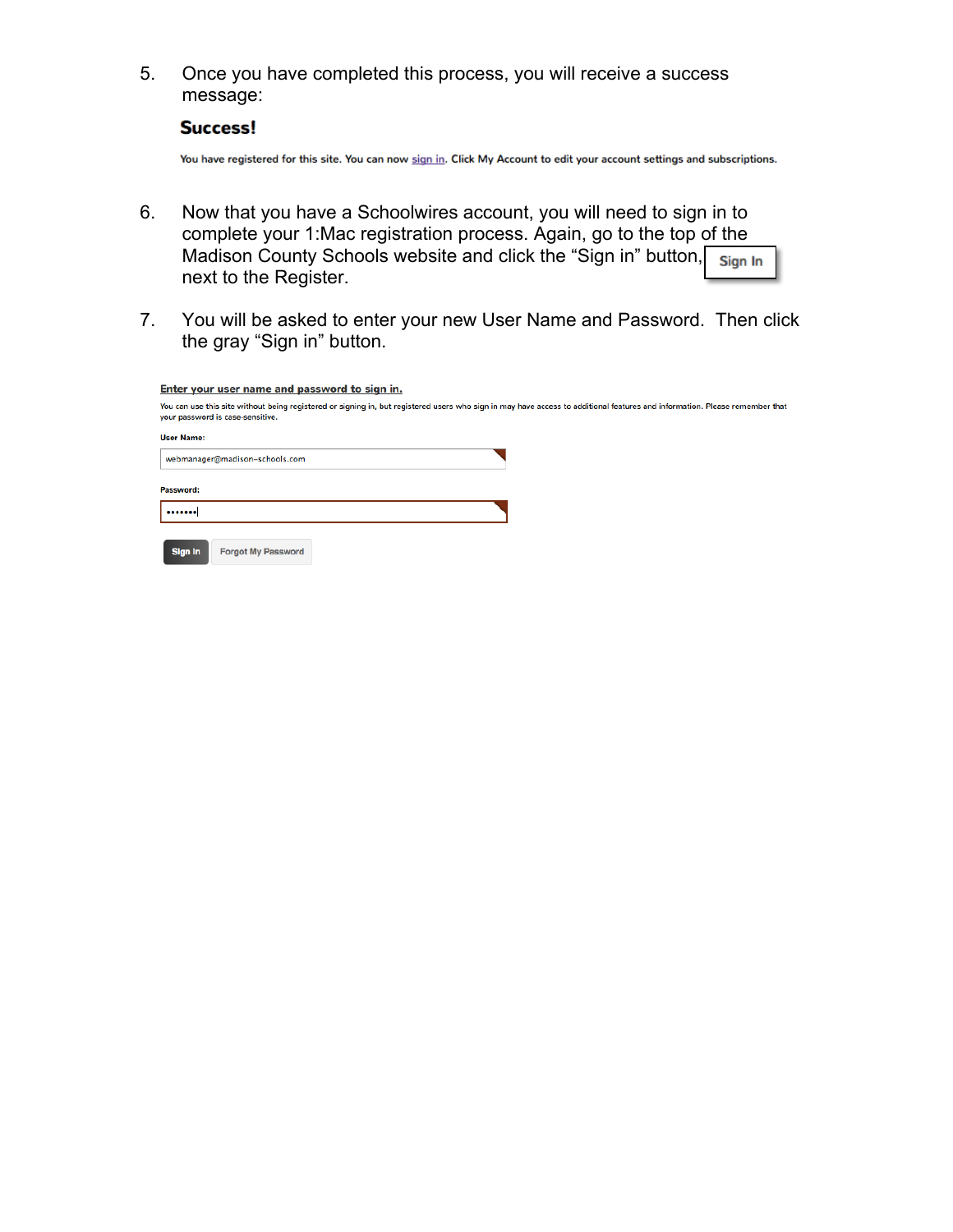5. Once you have completed this process, you will receive a success message:

**Success!**

You have registered for this site. You can now sign in. Click My Account to edit your account settings and subscriptions.

6. Now that you have a Schoolwires account, you will need to sign in to complete your 1:Mac registration process. Again, go to the top of the Madison County Schools website and click the "Sign in" button, Sign In next to the Register.

7. You will be asked to enter your new User Name and Password. Then click the gray "Sign in" button.

**Enter your user name and password to sign in.**

You can use this site without being registered or signing in, but registered users who sign in may have access to additional features and information. Please remember that your password is case-sensitive.

User Name:

webmanager@madison-schools.com

Password:

•••••••

Sign In | Forgot My Password